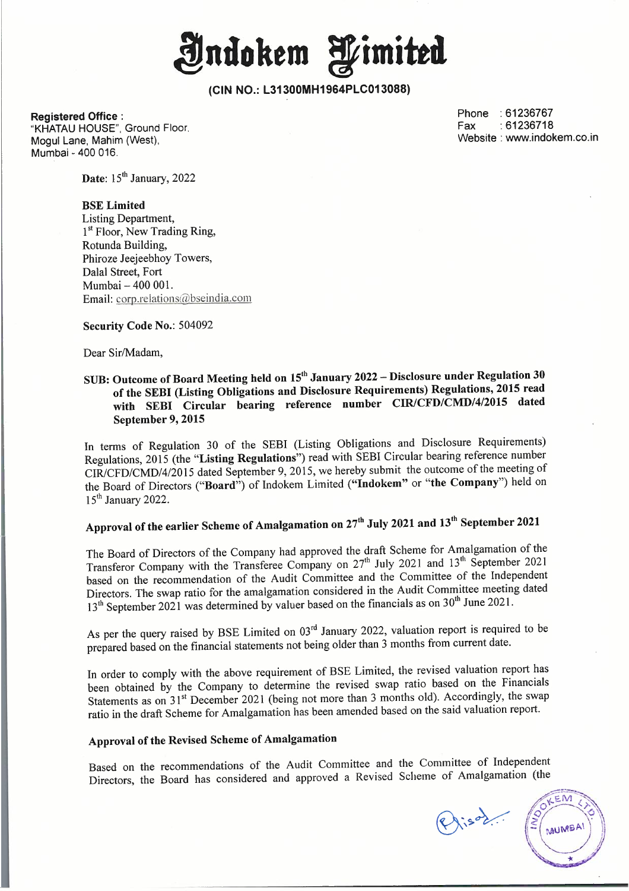# Indokem Limited

**(CIN NO.: L31300MH1964PLC013088)**

**Registered Office :**
"KHATAU HOUSE", Ground Floor,
Mogul Lane, Mahim (West),
Mumbai - 400 016.

Phone : 61236767
Fax : 61236718
Website : www.indokem.co.in

**Date**: 15th January, 2022

**BSE Limited**
Listing Department,
1st Floor, New Trading Ring,
Rotunda Building,
Phiroze Jeejeebhoy Towers,
Dalal Street, Fort
Mumbai – 400 001.
Email: corp.relations@bseindia.com

**Security Code No.**: 504092

Dear Sir/Madam,

**SUB: Outcome of Board Meeting held on 15th January 2022 – Disclosure under Regulation 30 of the SEBI (Listing Obligations and Disclosure Requirements) Regulations, 2015 read with SEBI Circular bearing reference number CIR/CFD/CMD/4/2015 dated September 9, 2015**

In terms of Regulation 30 of the SEBI (Listing Obligations and Disclosure Requirements) Regulations, 2015 (the "**Listing Regulations**") read with SEBI Circular bearing reference number CIR/CFD/CMD/4/2015 dated September 9, 2015, we hereby submit the outcome of the meeting of the Board of Directors ("**Board**") of Indokem Limited (**"Indokem"** or "**the Company**") held on 15th January 2022.

**Approval of the earlier Scheme of Amalgamation on 27th July 2021 and 13th September 2021**

The Board of Directors of the Company had approved the draft Scheme for Amalgamation of the Transferor Company with the Transferee Company on 27th July 2021 and 13th September 2021 based on the recommendation of the Audit Committee and the Committee of the Independent Directors. The swap ratio for the amalgamation considered in the Audit Committee meeting dated 13th September 2021 was determined by valuer based on the financials as on 30th June 2021.

As per the query raised by BSE Limited on 03rd January 2022, valuation report is required to be prepared based on the financial statements not being older than 3 months from current date.

In order to comply with the above requirement of BSE Limited, the revised valuation report has been obtained by the Company to determine the revised swap ratio based on the Financials Statements as on 31st December 2021 (being not more than 3 months old). Accordingly, the swap ratio in the draft Scheme for Amalgamation has been amended based on the said valuation report.

**Approval of the Revised Scheme of Amalgamation**

Based on the recommendations of the Audit Committee and the Committee of Independent Directors, the Board has considered and approved a Revised Scheme of Amalgamation (the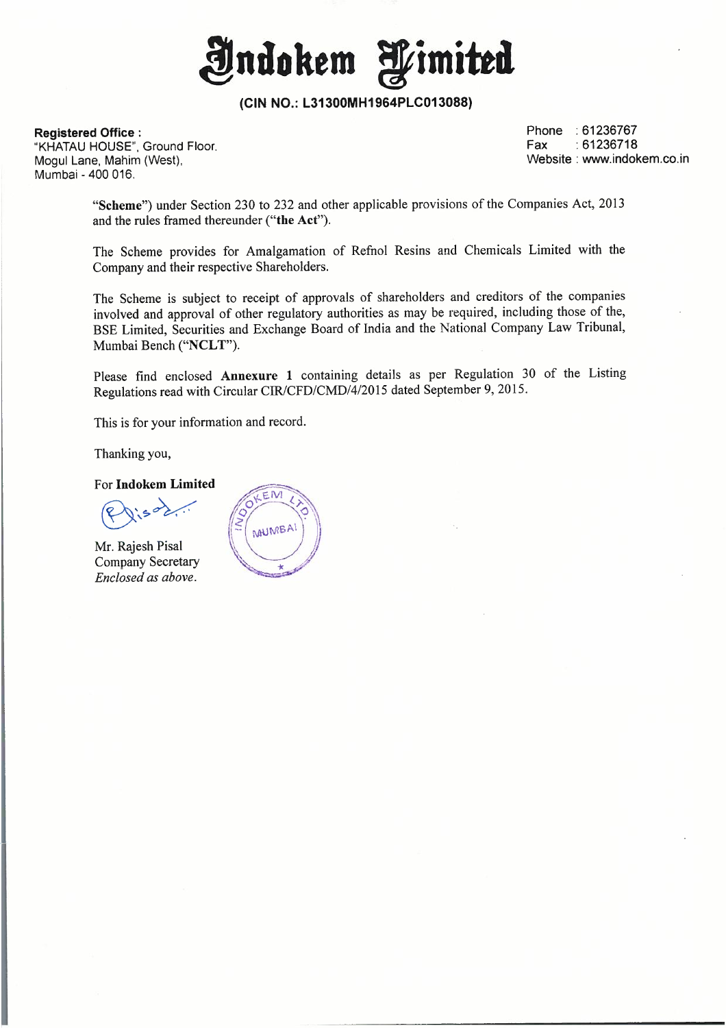# Indokem Limited

**(CIN NO.: L31300MH1964PLC013088)**

**Registered Office :**
"KHATAU HOUSE", Ground Floor.
Mogul Lane, Mahim (West),
Mumbai - 400 016.

Phone : 61236767
Fax : 61236718
Website : www.indokem.co.in

"**Scheme**") under Section 230 to 232 and other applicable provisions of the Companies Act, 2013 and the rules framed thereunder ("**the Act**").

The Scheme provides for Amalgamation of Refnol Resins and Chemicals Limited with the Company and their respective Shareholders.

The Scheme is subject to receipt of approvals of shareholders and creditors of the companies involved and approval of other regulatory authorities as may be required, including those of the, BSE Limited, Securities and Exchange Board of India and the National Company Law Tribunal, Mumbai Bench ("**NCLT**").

Please find enclosed **Annexure 1** containing details as per Regulation 30 of the Listing Regulations read with Circular CIR/CFD/CMD/4/2015 dated September 9, 2015.

This is for your information and record.

Thanking you,

For **Indokem Limited**

Mr. Rajesh Pisal
Company Secretary
*Enclosed as above.*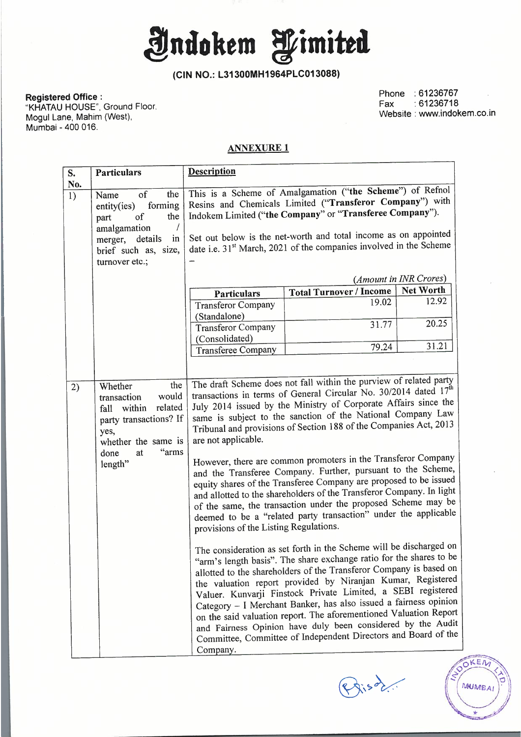# Indokem Limited

**(CIN NO.: L31300MH1964PLC013088)**

**Registered Office :**
"KHATAU HOUSE", Ground Floor,
Mogul Lane, Mahim (West),
Mumbai - 400 016.

Phone : 61236767
Fax : 61236718
Website : www.indokem.co.in

## ANNEXURE 1

| S. No. | Particulars | Description |
|---|---|---|
| 1) | Name of the entity(ies) forming part of the amalgamation / merger, details in brief such as, size, turnover etc.; | This is a Scheme of Amalgamation (**"the Scheme"**) of Refnol Resins and Chemicals Limited (**"Transferor Company"**) with Indokem Limited (**"the Company"** or **"Transferee Company"**). Set out below is the net-worth and total income as on appointed date i.e. 31st March, 2021 of the companies involved in the Scheme – |

*(Amount in INR Crores)*

| Particulars | Total Turnover / Income | Net Worth |
|---|---|---|
| Transferor Company (Standalone) | 19.02 | 12.92 |
| Transferor Company (Consolidated) | 31.77 | 20.25 |
| Transferee Company | 79.24 | 31.21 |

| S. No. | Particulars | Description |
|---|---|---|
| 2) | Whether the transaction would fall within related party transactions? If yes, whether the same is done at "arms length" | The draft Scheme does not fall within the purview of related party transactions in terms of General Circular No. 30/2014 dated 17th July 2014 issued by the Ministry of Corporate Affairs since the same is subject to the sanction of the National Company Law Tribunal and provisions of Section 188 of the Companies Act, 2013 are not applicable.<br><br>However, there are common promoters in the Transferor Company and the Transferee Company. Further, pursuant to the Scheme, equity shares of the Transferee Company are proposed to be issued and allotted to the shareholders of the Transferor Company. In light of the same, the transaction under the proposed Scheme may be deemed to be a "related party transaction" under the applicable provisions of the Listing Regulations.<br><br>The consideration as set forth in the Scheme will be discharged on "arm's length basis". The share exchange ratio for the shares to be allotted to the shareholders of the Transferor Company is based on the valuation report provided by Niranjan Kumar, Registered Valuer. Kunvarji Finstock Private Limited, a SEBI registered Category – I Merchant Banker, has also issued a fairness opinion on the said valuation report. The aforementioned Valuation Report and Fairness Opinion have duly been considered by the Audit Committee, Committee of Independent Directors and Board of the Company. |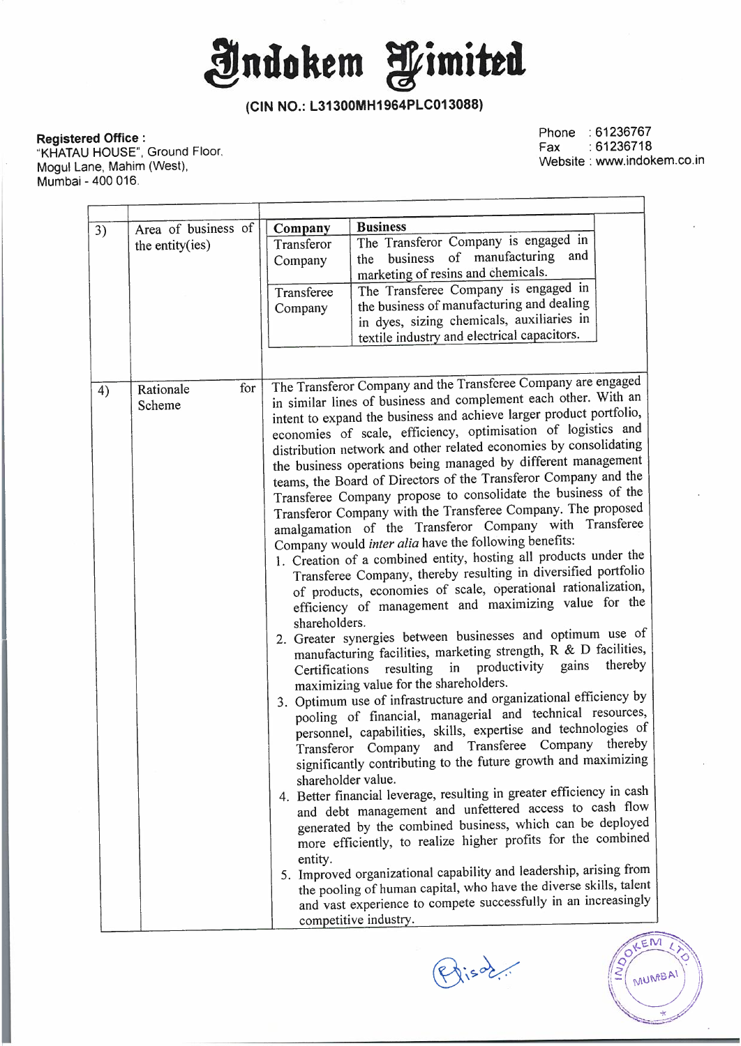# Indokem Limited

**(CIN NO.: L31300MH1964PLC013088)**

**Registered Office :**
"KHATAU HOUSE", Ground Floor,
Mogul Lane, Mahim (West),
Mumbai - 400 016.

Phone : 61236767
Fax : 61236718
Website : www.indokem.co.in

| | | |
|---|---|---|
| 3) | Area of business of the entity(ies) | **Company** / **Business**<br>Transferor Company: The Transferor Company is engaged in the business of manufacturing and marketing of resins and chemicals.<br>Transferee Company: The Transferee Company is engaged in the business of manufacturing and dealing in dyes, sizing chemicals, auxiliaries in textile industry and electrical capacitors. |
| 4) | Rationale for Scheme | The Transferor Company and the Transferee Company are engaged in similar lines of business and complement each other. With an intent to expand the business and achieve larger product portfolio, economies of scale, efficiency, optimisation of logistics and distribution network and other related economies by consolidating the business operations being managed by different management teams, the Board of Directors of the Transferor Company and the Transferee Company propose to consolidate the business of the Transferor Company with the Transferee Company. The proposed amalgamation of the Transferor Company with Transferee Company would *inter alia* have the following benefits:<br>1. Creation of a combined entity, hosting all products under the Transferee Company, thereby resulting in diversified portfolio of products, economies of scale, operational rationalization, efficiency of management and maximizing value for the shareholders.<br>2. Greater synergies between businesses and optimum use of manufacturing facilities, marketing strength, R & D facilities, Certifications resulting in productivity gains thereby maximizing value for the shareholders.<br>3. Optimum use of infrastructure and organizational efficiency by pooling of financial, managerial and technical resources, personnel, capabilities, skills, expertise and technologies of Transferor Company and Transferee Company thereby significantly contributing to the future growth and maximizing shareholder value.<br>4. Better financial leverage, resulting in greater efficiency in cash and debt management and unfettered access to cash flow generated by the combined business, which can be deployed more efficiently, to realize higher profits for the combined entity.<br>5. Improved organizational capability and leadership, arising from the pooling of human capital, who have the diverse skills, talent and vast experience to compete successfully in an increasingly competitive industry. |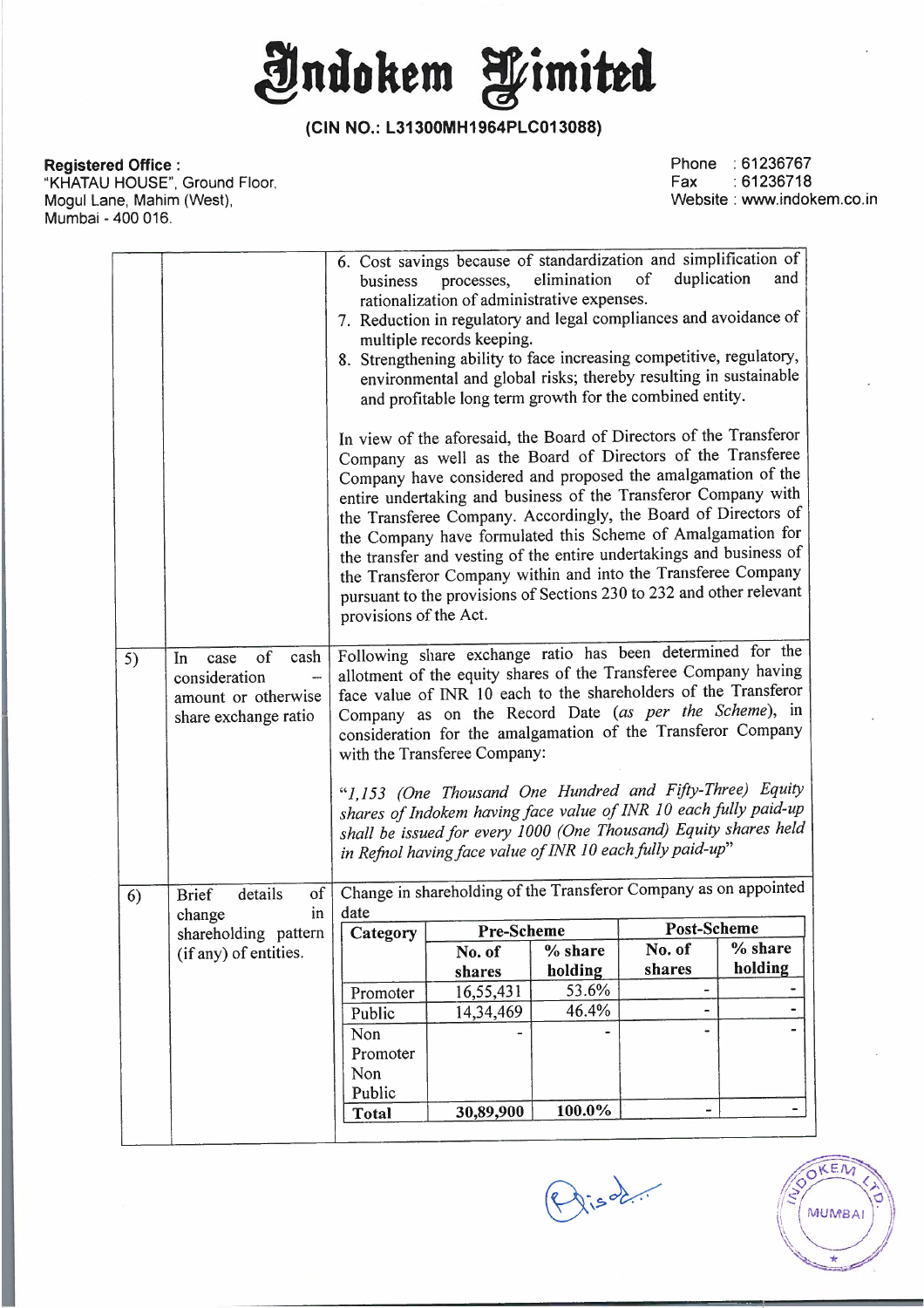# Indokem Limited

**(CIN NO.: L31300MH1964PLC013088)**

**Registered Office :**
"KHATAU HOUSE", Ground Floor,
Mogul Lane, Mahim (West),
Mumbai - 400 016.

Phone : 61236767
Fax : 61236718
Website : www.indokem.co.in

| | | |
|---|---|---|
| | | 6. Cost savings because of standardization and simplification of business processes, elimination of duplication and rationalization of administrative expenses.<br>7. Reduction in regulatory and legal compliances and avoidance of multiple records keeping.<br>8. Strengthening ability to face increasing competitive, regulatory, environmental and global risks; thereby resulting in sustainable and profitable long term growth for the combined entity.<br><br>In view of the aforesaid, the Board of Directors of the Transferor Company as well as the Board of Directors of the Transferee Company have considered and proposed the amalgamation of the entire undertaking and business of the Transferor Company with the Transferee Company. Accordingly, the Board of Directors of the Company have formulated this Scheme of Amalgamation for the transfer and vesting of the entire undertakings and business of the Transferor Company within and into the Transferee Company pursuant to the provisions of Sections 230 to 232 and other relevant provisions of the Act. |
| 5) | In case of cash consideration – amount or otherwise share exchange ratio | Following share exchange ratio has been determined for the allotment of the equity shares of the Transferee Company having face value of INR 10 each to the shareholders of the Transferor Company as on the Record Date (*as per the Scheme*), in consideration for the amalgamation of the Transferor Company with the Transferee Company:<br><br>*"1,153 (One Thousand One Hundred and Fifty-Three) Equity shares of Indokem having face value of INR 10 each fully paid-up shall be issued for every 1000 (One Thousand) Equity shares held in Refnol having face value of INR 10 each fully paid-up"* |
| 6) | Brief details of change in shareholding pattern (if any) of entities. | Change in shareholding of the Transferor Company as on appointed date |

| Category | Pre-Scheme | | Post-Scheme | |
|---|---|---|---|---|
| | **No. of shares** | **% share holding** | **No. of shares** | **% share holding** |
| Promoter | 16,55,431 | 53.6% | - | - |
| Public | 14,34,469 | 46.4% | - | - |
| Non Promoter Non Public | - | - | - | - |
| **Total** | **30,89,900** | **100.0%** | - | - |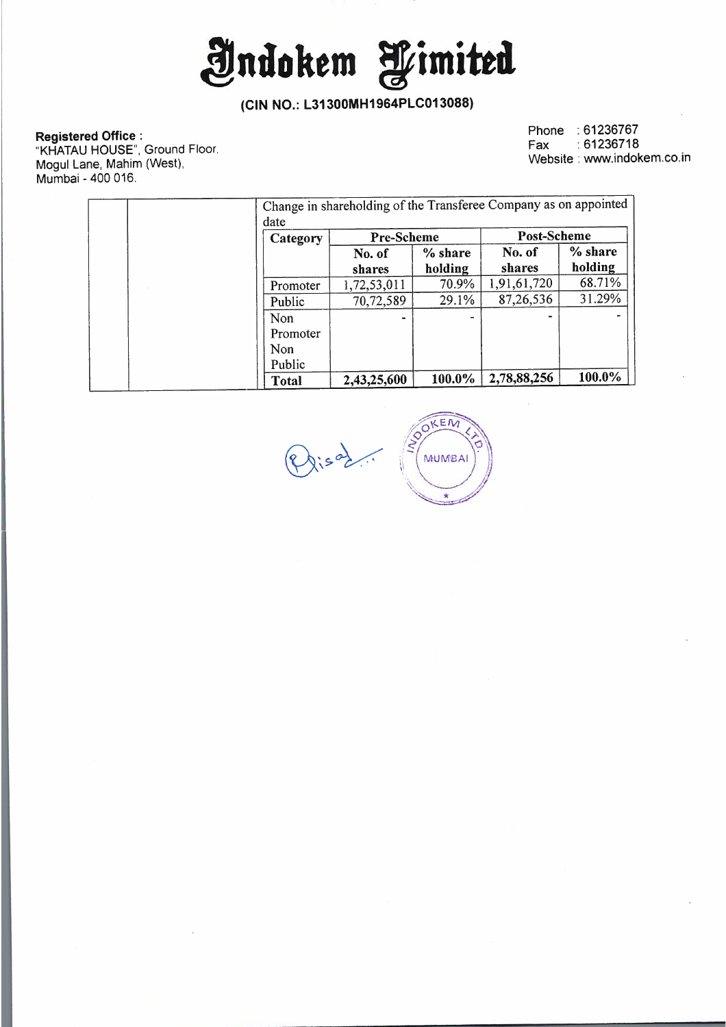# Indokem Limited

**(CIN NO.: L31300MH1964PLC013088)**

**Registered Office :**
"KHATAU HOUSE", Ground Floor,
Mogul Lane, Mahim (West),
Mumbai - 400 016.

Phone : 61236767
Fax : 61236718
Website : www.indokem.co.in

Change in shareholding of the Transferee Company as on appointed date

| Category | Pre-Scheme | | Post-Scheme | |
|---|---|---|---|---|
| | No. of shares | % share holding | No. of shares | % share holding |
| Promoter | 1,72,53,011 | 70.9% | 1,91,61,720 | 68.71% |
| Public | 70,72,589 | 29.1% | 87,26,536 | 31.29% |
| Non Promoter Non Public | - | - | - | - |
| **Total** | **2,43,25,600** | **100.0%** | **2,78,88,256** | **100.0%** |